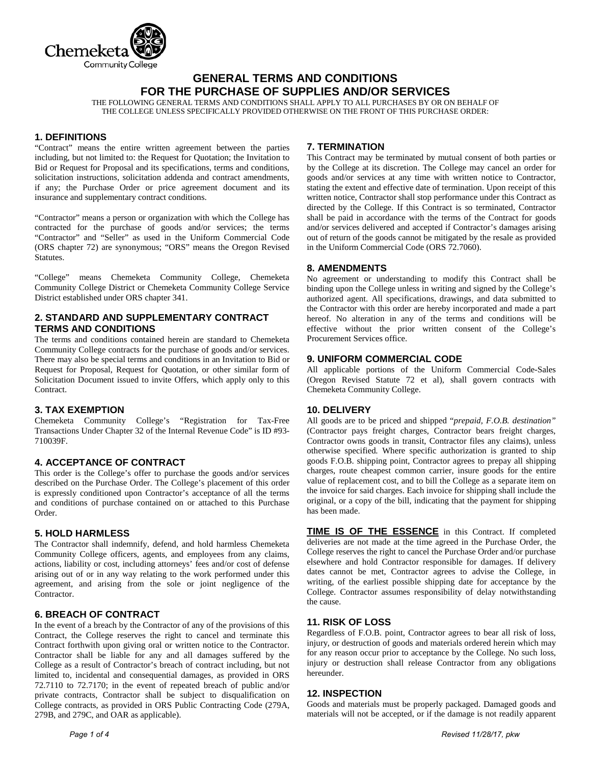# GENERAL TERMS AND CONDITIONS FOR THE PURCHASE OF SUPPLIES AND/OR SERVICES

THE FOLLOWING GENERAL TERMS AND CONDITIONS SHALL APPLY TO ALL PURCHASES BY OR ON BEHALF OF THE COLLEGE UNLESS SPECIFICALLY PROVIDED OTHERWISE ON THE FRONT OF THIS PURCHASE ORDER:

## 1. DEFINITIONS

"Contract" means the entire written agreement between the parties including, but not limited to: the Request for Quotation; the Invitation to Bid or Request for Proposal and its specifications, terms and conditions, solicitation instructions, solicitation addenda and contract amendments, if any; the Purchase Order or price agreement document and its insurance and supplementary contract conditions.

"Contractor" means a person or organization with which the College has contracted for the purchase of goods and/or services; the terms "Contractor" and "Seller" as used in the Uniform Commercial Code (ORS chapter 72) are synonymous; "ORS" means the Oregon Revised Statutes.

"College" means Chemeketa Community College, Chemeketa Community College District or Chemeketa Community College Service District established under ORS chapter 341.

## 2. STANDARD AND SUPPLEMENTARY CONTRACT TERMS AND CONDITIONS

The terms and conditions contained herein are standard to Chemeketa Community College contracts for the purchase of goods and/or services. There may also be special terms and conditions in an Invitation to Bid or Request for Proposal, Request for Quotation, or other similar form of Solicitation Document issued to invite Offers, which apply only to this Contract.

## 3. TAX EXEMPTION

Chemeketa Community College's "Registration for Tax-Free Transactions Under Chapter 32 of the Internal Revenue Code" is ID #93-710039F.

## 4. ACCEPTANCE OF CONTRACT

This order is the College's offer to purchase the goods and/or services described on the Purchase Order. The College's placement of this order is expressly conditioned upon Contractor's acceptance of all the terms and conditions of purchase contained on or attached to this Purchase Order.

## 5. HOLD HARMLESS

The Contractor shall indemnify, defend, and hold harmless Chemeketa Community College officers, agents, and employees from any claims, actions, liability or cost, including attorneys' fees and/or cost of defense arising out of or in any way relating to the work performed under this agreement, and arising from the sole or joint negligence of the Contractor.

## 6. BREACH OF CONTRACT

In the event of a breach by the Contractor of any of the provisions of this Contract, the College reserves the right to cancel and terminate this Contract forthwith upon giving oral or written notice to the Contractor. Contractor shall be liable for any and all damages suffered by the College as a result of Contractor's breach of contract including, but not limited to, incidental and consequential damages, as provided in ORS 72.7110 to 72.7170; in the event of repeated breach of public and/or private contracts, Contractor shall be subject to disqualification on College contracts, as provided in ORS Public Contracting Code (279A, 279B, and 279C, and OAR as applicable).

## 7. TERMINATION

This Contract may be terminated by mutual consent of both parties or by the College at its discretion. The College may cancel an order for goods and/or services at any time with written notice to Contractor, stating the extent and effective date of termination. Upon receipt of this written notice, Contractor shall stop performance under this Contract as directed by the College. If this Contract is so terminated, Contractor shall be paid in accordance with the terms of the Contract for goods and/or services delivered and accepted if Contractor's damages arising out of return of the goods cannot be mitigated by the resale as provided in the Uniform Commercial Code (ORS 72.7060).

## 8. AMENDMENTS

No agreement or understanding to modify this Contract shall be binding upon the College unless in writing and signed by the College's authorized agent. All specifications, drawings, and data submitted to the Contractor with this order are hereby incorporated and made a part hereof. No alteration in any of the terms and conditions will be effective without the prior written consent of the College's Procurement Services office.

## 9. UNIFORM COMMERCIAL CODE

All applicable portions of the Uniform Commercial Code-Sales (Oregon Revised Statute 72 et al), shall govern contracts with Chemeketa Community College.

## 10. DELIVERY

All goods are to be priced and shipped "*prepaid, F.O.B. destination*" (Contractor pays freight charges, Contractor bears freight charges, Contractor owns goods in transit, Contractor files any claims), unless otherwise specified. Where specific authorization is granted to ship goods F.O.B. shipping point, Contractor agrees to prepay all shipping charges, route cheapest common carrier, insure goods for the entire value of replacement cost, and to bill the College as a separate item on the invoice for said charges. Each invoice for shipping shall include the original, or a copy of the bill, indicating that the payment for shipping has been made.

**TIME IS OF THE ESSENCE** in this Contract. If completed deliveries are not made at the time agreed in the Purchase Order, the College reserves the right to cancel the Purchase Order and/or purchase elsewhere and hold Contractor responsible for damages. If delivery dates cannot be met, Contractor agrees to advise the College, in writing, of the earliest possible shipping date for acceptance by the College. Contractor assumes responsibility of delay notwithstanding the cause.

## 11. RISK OF LOSS

Regardless of F.O.B. point, Contractor agrees to bear all risk of loss, injury, or destruction of goods and materials ordered herein which may for any reason occur prior to acceptance by the College. No such loss, injury or destruction shall release Contractor from any obligations hereunder.

## 12. INSPECTION

Goods and materials must be properly packaged. Damaged goods and materials will not be accepted, or if the damage is not readily apparent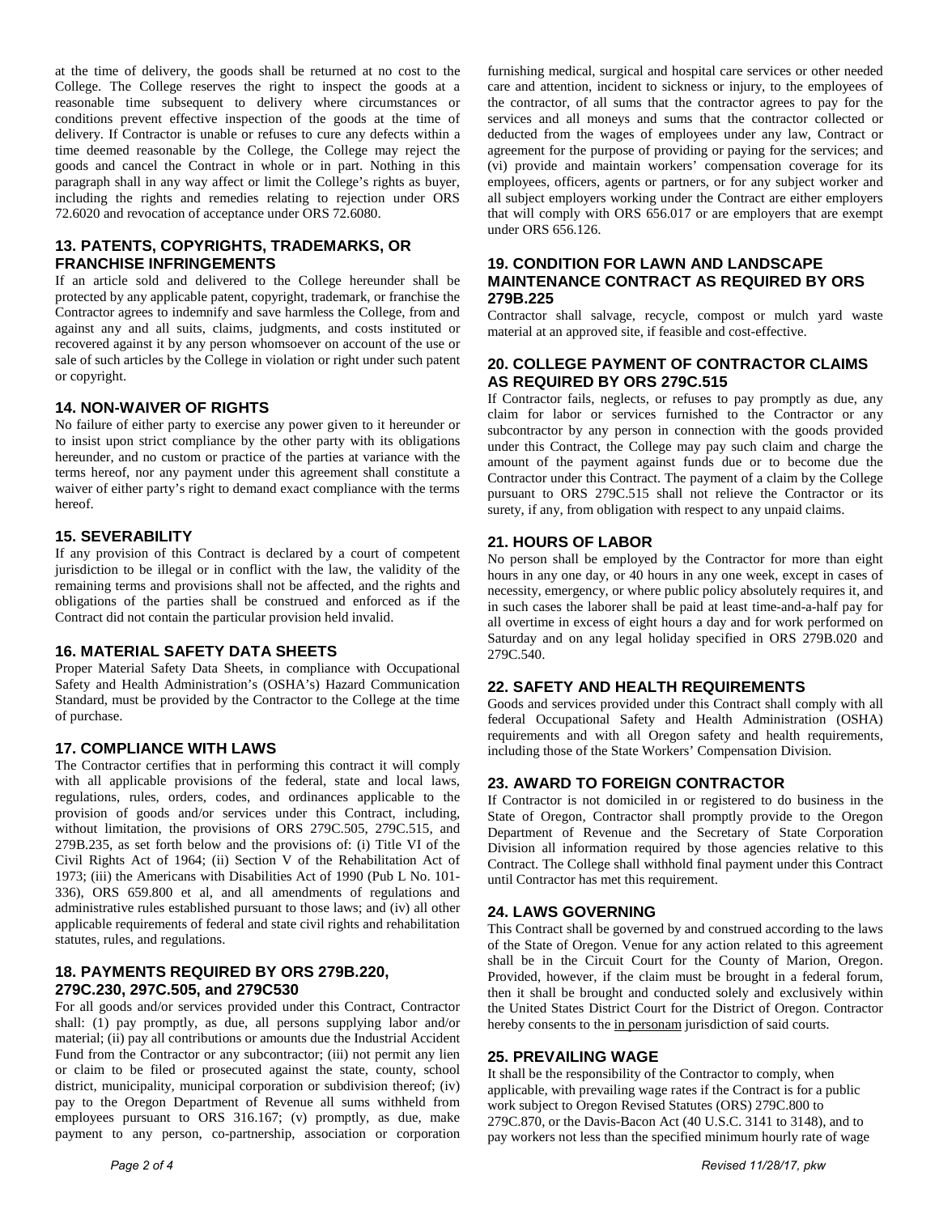at the time of delivery, the goods shall be returned at no cost to the College. The College reserves the right to inspect the goods at a reasonable time subsequent to delivery where circumstances or conditions prevent effective inspection of the goods at the time of delivery. If Contractor is unable or refuses to cure any defects within a time deemed reasonable by the College, the College may reject the goods and cancel the Contract in whole or in part. Nothing in this paragraph shall in any way affect or limit the College's rights as buyer, including the rights and remedies relating to rejection under ORS 72.6020 and revocation of acceptance under ORS 72.6080.

### 13. PATENTS, COPYRIGHTS, TRADEMARKS, OR FRANCHISE INFRINGEMENTS

If an article sold and delivered to the College hereunder shall be protected by any applicable patent, copyright, trademark, or franchise the Contractor agrees to indemnify and save harmless the College, from and against any and all suits, claims, judgments, and costs instituted or recovered against it by any person whomsoever on account of the use or sale of such articles by the College in violation or right under such patent or copyright.

### 14. NON-WAIVER OF RIGHTS

No failure of either party to exercise any power given to it hereunder or to insist upon strict compliance by the other party with its obligations hereunder, and no custom or practice of the parties at variance with the terms hereof, nor any payment under this agreement shall constitute a waiver of either party's right to demand exact compliance with the terms hereof.

### 15. SEVERABILITY

If any provision of this Contract is declared by a court of competent jurisdiction to be illegal or in conflict with the law, the validity of the remaining terms and provisions shall not be affected, and the rights and obligations of the parties shall be construed and enforced as if the Contract did not contain the particular provision held invalid.

### 16. MATERIAL SAFETY DATA SHEETS

Proper Material Safety Data Sheets, in compliance with Occupational Safety and Health Administration's (OSHA's) Hazard Communication Standard, must be provided by the Contractor to the College at the time of purchase.

### 17. COMPLIANCE WITH LAWS

The Contractor certifies that in performing this contract it will comply with all applicable provisions of the federal, state and local laws, regulations, rules, orders, codes, and ordinances applicable to the provision of goods and/or services under this Contract, including, without limitation, the provisions of ORS 279C.505, 279C.515, and 279B.235, as set forth below and the provisions of: (i) Title VI of the Civil Rights Act of 1964; (ii) Section V of the Rehabilitation Act of 1973; (iii) the Americans with Disabilities Act of 1990 (Pub L No. 101-336), ORS 659.800 et al, and all amendments of regulations and administrative rules established pursuant to those laws; and (iv) all other applicable requirements of federal and state civil rights and rehabilitation statutes, rules, and regulations.

### 18. PAYMENTS REQUIRED BY ORS 279B.220, 279C.230, 297C.505, and 279C530

For all goods and/or services provided under this Contract, Contractor shall: (1) pay promptly, as due, all persons supplying labor and/or material; (ii) pay all contributions or amounts due the Industrial Accident Fund from the Contractor or any subcontractor; (iii) not permit any lien or claim to be filed or prosecuted against the state, county, school district, municipality, municipal corporation or subdivision thereof; (iv) pay to the Oregon Department of Revenue all sums withheld from employees pursuant to ORS 316.167; (v) promptly, as due, make payment to any person, co-partnership, association or corporation furnishing medical, surgical and hospital care services or other needed care and attention, incident to sickness or injury, to the employees of the contractor, of all sums that the contractor agrees to pay for the services and all moneys and sums that the contractor collected or deducted from the wages of employees under any law, Contract or agreement for the purpose of providing or paying for the services; and (vi) provide and maintain workers' compensation coverage for its employees, officers, agents or partners, or for any subject worker and all subject employers working under the Contract are either employers that will comply with ORS 656.017 or are employers that are exempt under ORS 656.126.

### 19. CONDITION FOR LAWN AND LANDSCAPE MAINTENANCE CONTRACT AS REQUIRED BY ORS 279B.225

Contractor shall salvage, recycle, compost or mulch yard waste material at an approved site, if feasible and cost-effective.

### 20. COLLEGE PAYMENT OF CONTRACTOR CLAIMS AS REQUIRED BY ORS 279C.515

If Contractor fails, neglects, or refuses to pay promptly as due, any claim for labor or services furnished to the Contractor or any subcontractor by any person in connection with the goods provided under this Contract, the College may pay such claim and charge the amount of the payment against funds due or to become due the Contractor under this Contract. The payment of a claim by the College pursuant to ORS 279C.515 shall not relieve the Contractor or its surety, if any, from obligation with respect to any unpaid claims.

### 21. HOURS OF LABOR

No person shall be employed by the Contractor for more than eight hours in any one day, or 40 hours in any one week, except in cases of necessity, emergency, or where public policy absolutely requires it, and in such cases the laborer shall be paid at least time-and-a-half pay for all overtime in excess of eight hours a day and for work performed on Saturday and on any legal holiday specified in ORS 279B.020 and 279C.540.

### 22. SAFETY AND HEALTH REQUIREMENTS

Goods and services provided under this Contract shall comply with all federal Occupational Safety and Health Administration (OSHA) requirements and with all Oregon safety and health requirements, including those of the State Workers' Compensation Division.

### 23. AWARD TO FOREIGN CONTRACTOR

If Contractor is not domiciled in or registered to do business in the State of Oregon, Contractor shall promptly provide to the Oregon Department of Revenue and the Secretary of State Corporation Division all information required by those agencies relative to this Contract. The College shall withhold final payment under this Contract until Contractor has met this requirement.

### 24. LAWS GOVERNING

This Contract shall be governed by and construed according to the laws of the State of Oregon. Venue for any action related to this agreement shall be in the Circuit Court for the County of Marion, Oregon. Provided, however, if the claim must be brought in a federal forum, then it shall be brought and conducted solely and exclusively within the United States District Court for the District of Oregon. Contractor hereby consents to the in personam jurisdiction of said courts.

### 25. PREVAILING WAGE

It shall be the responsibility of the Contractor to comply, when applicable, with prevailing wage rates if the Contract is for a public work subject to Oregon Revised Statutes (ORS) 279C.800 to 279C.870, or the Davis-Bacon Act (40 U.S.C. 3141 to 3148), and to pay workers not less than the specified minimum hourly rate of wage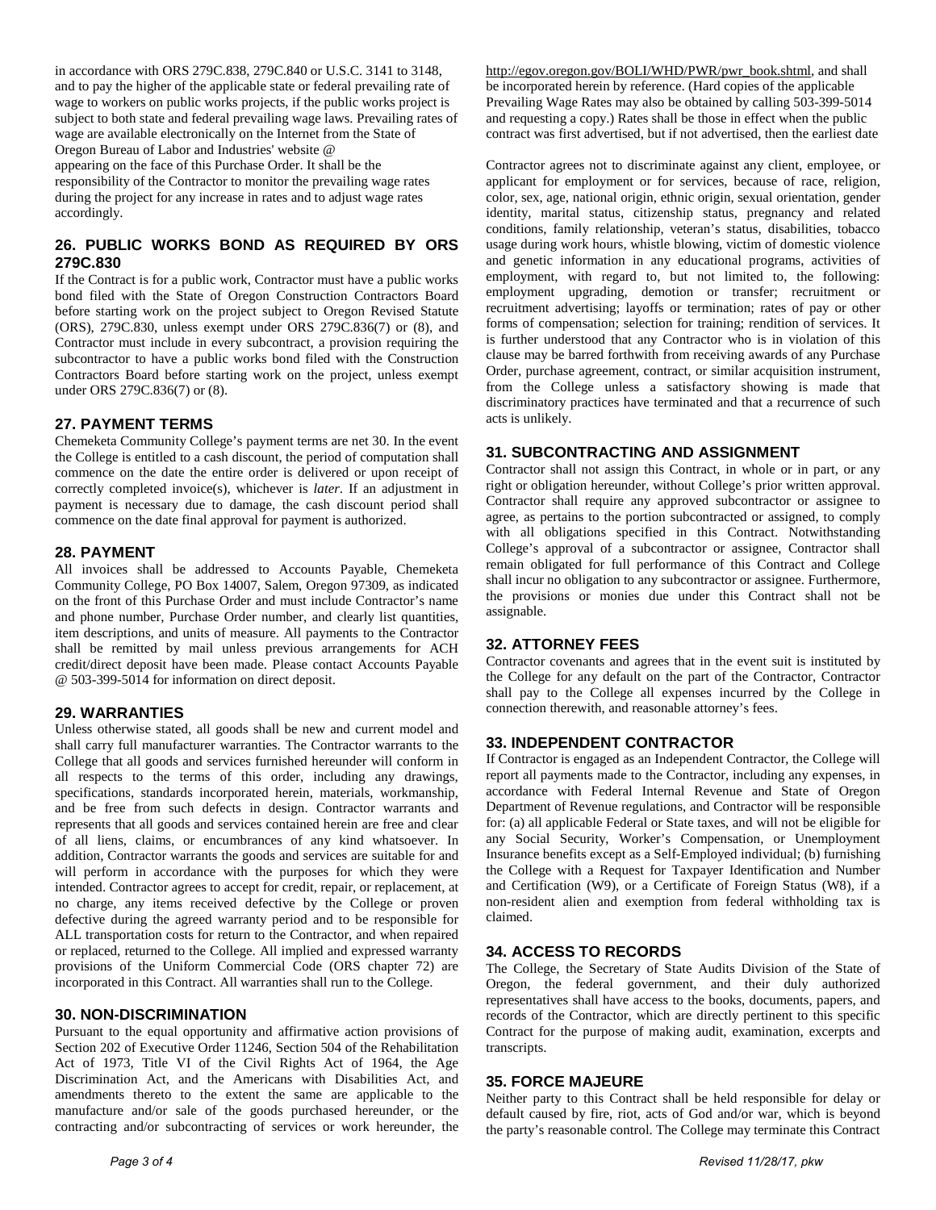in accordance with ORS 279C.838, 279C.840 or U.S.C. 3141 to 3148, and to pay the higher of the applicable state or federal prevailing rate of wage to workers on public works projects, if the public works project is subject to both state and federal prevailing wage laws. Prevailing rates of wage are available electronically on the Internet from the State of Oregon Bureau of Labor and Industries' website @ http://egov.oregon.gov/BOLI/WHD/PWR/pwr_book.shtml, and shall be incorporated herein by reference. (Hard copies of the applicable Prevailing Wage Rates may also be obtained by calling 503-399-5014 and requesting a copy.) Rates shall be those in effect when the public contract was first advertised, but if not advertised, then the earliest date appearing on the face of this Purchase Order. It shall be the responsibility of the Contractor to monitor the prevailing wage rates during the project for any increase in rates and to adjust wage rates accordingly.

## 26. PUBLIC WORKS BOND AS REQUIRED BY ORS 279C.830

If the Contract is for a public work, Contractor must have a public works bond filed with the State of Oregon Construction Contractors Board before starting work on the project subject to Oregon Revised Statute (ORS), 279C.830, unless exempt under ORS 279C.836(7) or (8), and Contractor must include in every subcontract, a provision requiring the subcontractor to have a public works bond filed with the Construction Contractors Board before starting work on the project, unless exempt under ORS 279C.836(7) or (8).

## 27. PAYMENT TERMS

Chemeketa Community College's payment terms are net 30. In the event the College is entitled to a cash discount, the period of computation shall commence on the date the entire order is delivered or upon receipt of correctly completed invoice(s), whichever is *later*. If an adjustment in payment is necessary due to damage, the cash discount period shall commence on the date final approval for payment is authorized.

## 28. PAYMENT

All invoices shall be addressed to Accounts Payable, Chemeketa Community College, PO Box 14007, Salem, Oregon 97309, as indicated on the front of this Purchase Order and must include Contractor's name and phone number, Purchase Order number, and clearly list quantities, item descriptions, and units of measure. All payments to the Contractor shall be remitted by mail unless previous arrangements for ACH credit/direct deposit have been made. Please contact Accounts Payable @ 503-399-5014 for information on direct deposit.

## 29. WARRANTIES

Unless otherwise stated, all goods shall be new and current model and shall carry full manufacturer warranties. The Contractor warrants to the College that all goods and services furnished hereunder will conform in all respects to the terms of this order, including any drawings, specifications, standards incorporated herein, materials, workmanship, and be free from such defects in design. Contractor warrants and represents that all goods and services contained herein are free and clear of all liens, claims, or encumbrances of any kind whatsoever. In addition, Contractor warrants the goods and services are suitable for and will perform in accordance with the purposes for which they were intended. Contractor agrees to accept for credit, repair, or replacement, at no charge, any items received defective by the College or proven defective during the agreed warranty period and to be responsible for ALL transportation costs for return to the Contractor, and when repaired or replaced, returned to the College. All implied and expressed warranty provisions of the Uniform Commercial Code (ORS chapter 72) are incorporated in this Contract. All warranties shall run to the College.

## 30. NON-DISCRIMINATION

Pursuant to the equal opportunity and affirmative action provisions of Section 202 of Executive Order 11246, Section 504 of the Rehabilitation Act of 1973, Title VI of the Civil Rights Act of 1964, the Age Discrimination Act, and the Americans with Disabilities Act, and amendments thereto to the extent the same are applicable to the manufacture and/or sale of the goods purchased hereunder, or the contracting and/or subcontracting of services or work hereunder, the Contractor agrees not to discriminate against any client, employee, or applicant for employment or for services, because of race, religion, color, sex, age, national origin, ethnic origin, sexual orientation, gender identity, marital status, citizenship status, pregnancy and related conditions, family relationship, veteran's status, disabilities, tobacco usage during work hours, whistle blowing, victim of domestic violence and genetic information in any educational programs, activities of employment, with regard to, but not limited to, the following: employment upgrading, demotion or transfer; recruitment or recruitment advertising; layoffs or termination; rates of pay or other forms of compensation; selection for training; rendition of services. It is further understood that any Contractor who is in violation of this clause may be barred forthwith from receiving awards of any Purchase Order, purchase agreement, contract, or similar acquisition instrument, from the College unless a satisfactory showing is made that discriminatory practices have terminated and that a recurrence of such acts is unlikely.

## 31. SUBCONTRACTING AND ASSIGNMENT

Contractor shall not assign this Contract, in whole or in part, or any right or obligation hereunder, without College's prior written approval. Contractor shall require any approved subcontractor or assignee to agree, as pertains to the portion subcontracted or assigned, to comply with all obligations specified in this Contract. Notwithstanding College's approval of a subcontractor or assignee, Contractor shall remain obligated for full performance of this Contract and College shall incur no obligation to any subcontractor or assignee. Furthermore, the provisions or monies due under this Contract shall not be assignable.

## 32. ATTORNEY FEES

Contractor covenants and agrees that in the event suit is instituted by the College for any default on the part of the Contractor, Contractor shall pay to the College all expenses incurred by the College in connection therewith, and reasonable attorney's fees.

## 33. INDEPENDENT CONTRACTOR

If Contractor is engaged as an Independent Contractor, the College will report all payments made to the Contractor, including any expenses, in accordance with Federal Internal Revenue and State of Oregon Department of Revenue regulations, and Contractor will be responsible for: (a) all applicable Federal or State taxes, and will not be eligible for any Social Security, Worker's Compensation, or Unemployment Insurance benefits except as a Self-Employed individual; (b) furnishing the College with a Request for Taxpayer Identification and Number and Certification (W9), or a Certificate of Foreign Status (W8), if a non-resident alien and exemption from federal withholding tax is claimed.

## 34. ACCESS TO RECORDS

The College, the Secretary of State Audits Division of the State of Oregon, the federal government, and their duly authorized representatives shall have access to the books, documents, papers, and records of the Contractor, which are directly pertinent to this specific Contract for the purpose of making audit, examination, excerpts and transcripts.

## 35. FORCE MAJEURE

Neither party to this Contract shall be held responsible for delay or default caused by fire, riot, acts of God and/or war, which is beyond the party's reasonable control. The College may terminate this Contract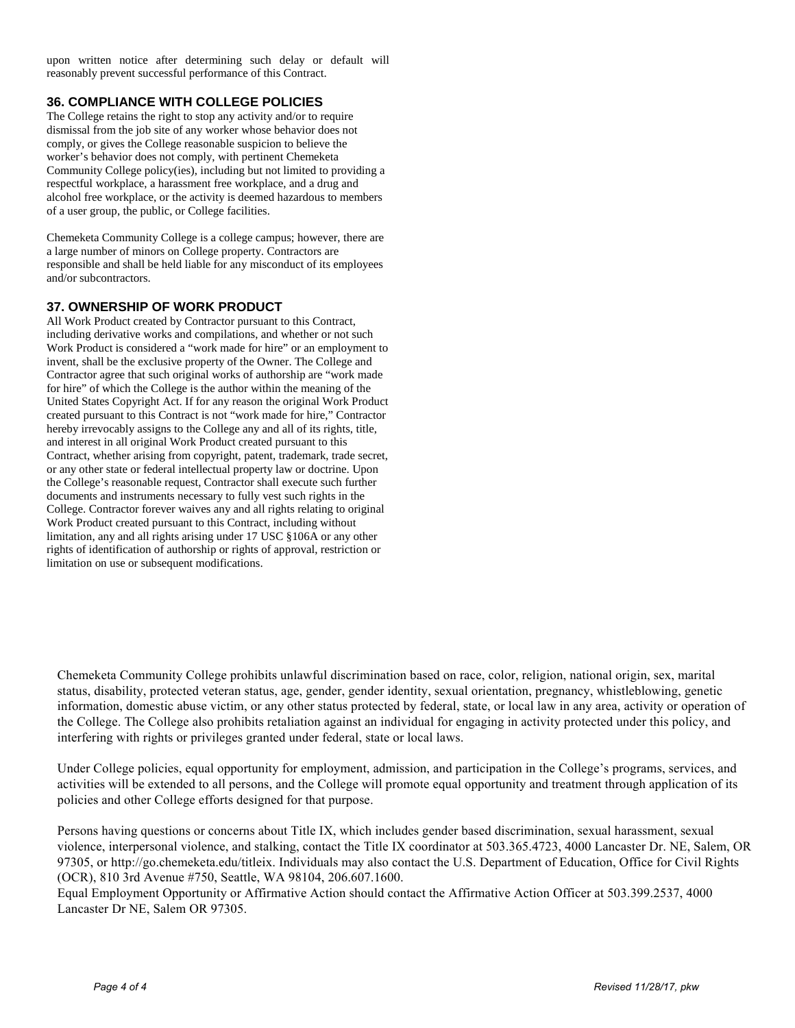upon written notice after determining such delay or default will reasonably prevent successful performance of this Contract.

## 36. COMPLIANCE WITH COLLEGE POLICIES

The College retains the right to stop any activity and/or to require dismissal from the job site of any worker whose behavior does not comply, or gives the College reasonable suspicion to believe the worker's behavior does not comply, with pertinent Chemeketa Community College policy(ies), including but not limited to providing a respectful workplace, a harassment free workplace, and a drug and alcohol free workplace, or the activity is deemed hazardous to members of a user group, the public, or College facilities.

Chemeketa Community College is a college campus; however, there are a large number of minors on College property. Contractors are responsible and shall be held liable for any misconduct of its employees and/or subcontractors.

## 37. OWNERSHIP OF WORK PRODUCT

All Work Product created by Contractor pursuant to this Contract, including derivative works and compilations, and whether or not such Work Product is considered a "work made for hire" or an employment to invent, shall be the exclusive property of the Owner. The College and Contractor agree that such original works of authorship are "work made for hire" of which the College is the author within the meaning of the United States Copyright Act. If for any reason the original Work Product created pursuant to this Contract is not "work made for hire," Contractor hereby irrevocably assigns to the College any and all of its rights, title, and interest in all original Work Product created pursuant to this Contract, whether arising from copyright, patent, trademark, trade secret, or any other state or federal intellectual property law or doctrine. Upon the College's reasonable request, Contractor shall execute such further documents and instruments necessary to fully vest such rights in the College. Contractor forever waives any and all rights relating to original Work Product created pursuant to this Contract, including without limitation, any and all rights arising under 17 USC §106A or any other rights of identification of authorship or rights of approval, restriction or limitation on use or subsequent modifications.

Chemeketa Community College prohibits unlawful discrimination based on race, color, religion, national origin, sex, marital status, disability, protected veteran status, age, gender, gender identity, sexual orientation, pregnancy, whistleblowing, genetic information, domestic abuse victim, or any other status protected by federal, state, or local law in any area, activity or operation of the College. The College also prohibits retaliation against an individual for engaging in activity protected under this policy, and interfering with rights or privileges granted under federal, state or local laws.

Under College policies, equal opportunity for employment, admission, and participation in the College's programs, services, and activities will be extended to all persons, and the College will promote equal opportunity and treatment through application of its policies and other College efforts designed for that purpose.

Persons having questions or concerns about Title IX, which includes gender based discrimination, sexual harassment, sexual violence, interpersonal violence, and stalking, contact the Title IX coordinator at 503.365.4723, 4000 Lancaster Dr. NE, Salem, OR 97305, or http://go.chemeketa.edu/titleix. Individuals may also contact the U.S. Department of Education, Office for Civil Rights (OCR), 810 3rd Avenue #750, Seattle, WA 98104, 206.607.1600.
Equal Employment Opportunity or Affirmative Action should contact the Affirmative Action Officer at 503.399.2537, 4000 Lancaster Dr NE, Salem OR 97305.

*Revised 11/28/17, pkw*